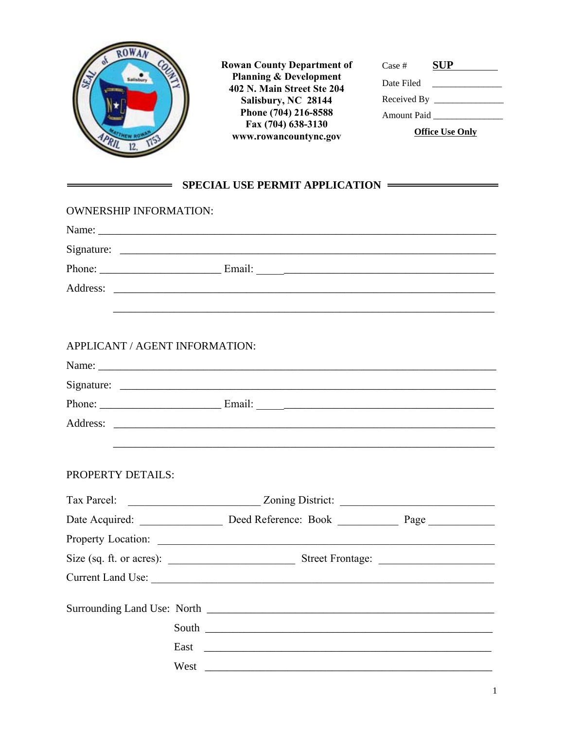Rowan County Department of Planning & Development
402 N. Main Street Ste 204
Salisbury, NC 28144
Phone (704) 216-8588
Fax (704) 638-3130
www.rowancountync.gov

Case # **SUP** ________

Date Filed ______________

Received By ______________

Amount Paid ______________

**Office Use Only**

## SPECIAL USE PERMIT APPLICATION

OWNERSHIP INFORMATION:

Name: ______________________________________________________________________

Signature: __________________________________________________________________

Phone: ______________________ Email: ___________________________________________

Address: ____________________________________________________________________

____________________________________________________________________

APPLICANT / AGENT INFORMATION:

Name: ______________________________________________________________________

Signature: __________________________________________________________________

Phone: ______________________ Email: ___________________________________________

Address: ____________________________________________________________________

____________________________________________________________________

PROPERTY DETAILS:

Tax Parcel: _______________________ Zoning District: ___________________________

Date Acquired: ______________ Deed Reference: Book __________ Page ___________

Property Location: ____________________________________________________________

Size (sq. ft. or acres): _____________________ Street Frontage: ___________________

Current Land Use: _____________________________________________________________

Surrounding Land Use: North ___________________________________________________

South ___________________________________________________

East ___________________________________________________

West ___________________________________________________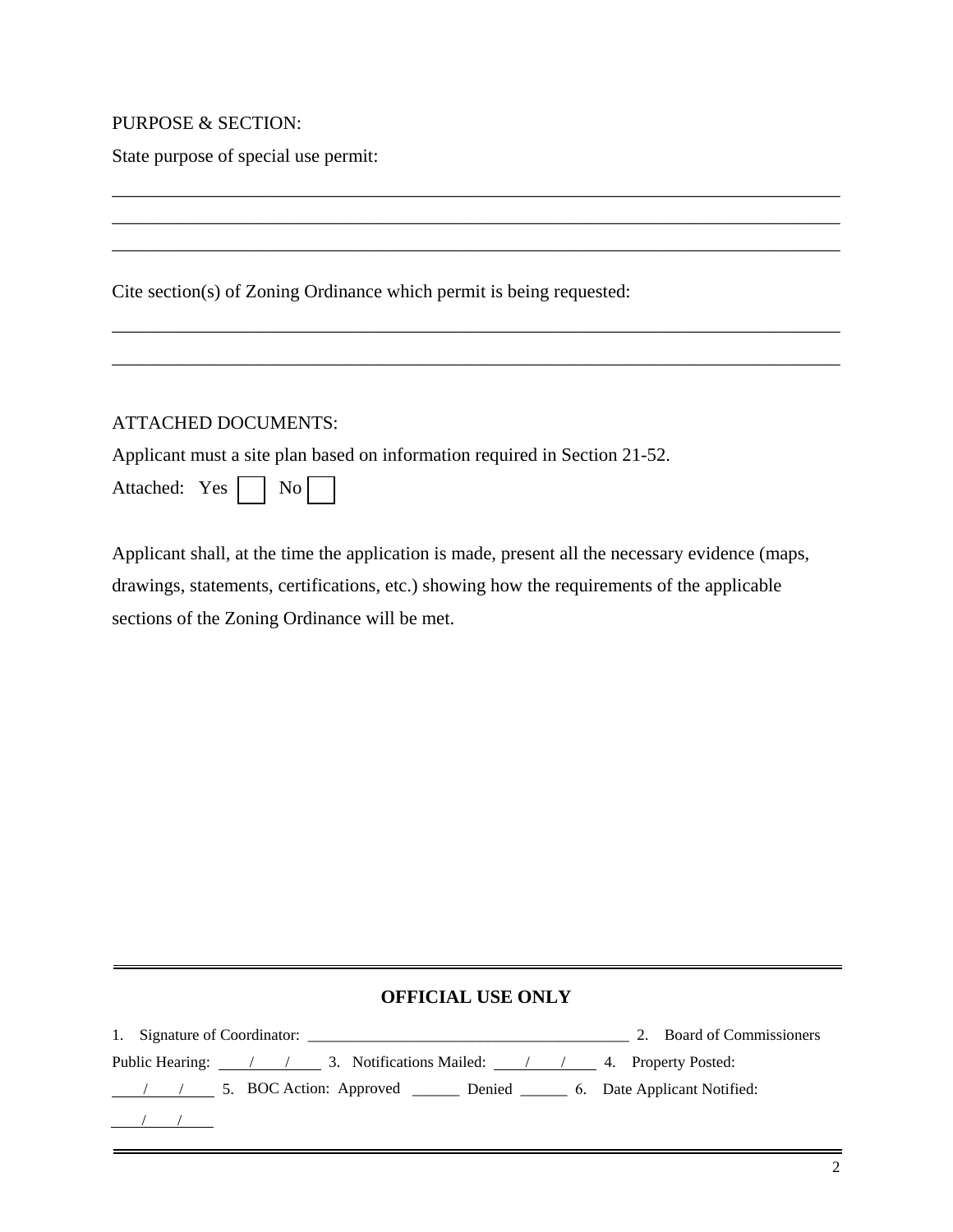PURPOSE & SECTION:

State purpose of special use permit:

________________________________________________________________________________

________________________________________________________________________________

________________________________________________________________________________

Cite section(s) of Zoning Ordinance which permit is being requested:

________________________________________________________________________________

________________________________________________________________________________

ATTACHED DOCUMENTS:

Applicant must a site plan based on information required in Section 21-52.

Attached: Yes ☐ No ☐

Applicant shall, at the time the application is made, present all the necessary evidence (maps, drawings, statements, certifications, etc.) showing how the requirements of the applicable sections of the Zoning Ordinance will be met.

---

**OFFICIAL USE ONLY**

1. Signature of Coordinator: ________________________________________ 2. Board of Commissioners Public Hearing: ____/____/____ 3. Notifications Mailed: ____/____/____ 4. Property Posted: ____/____/____ 5. BOC Action: Approved ______ Denied ______ 6. Date Applicant Notified: ____/____/____

---